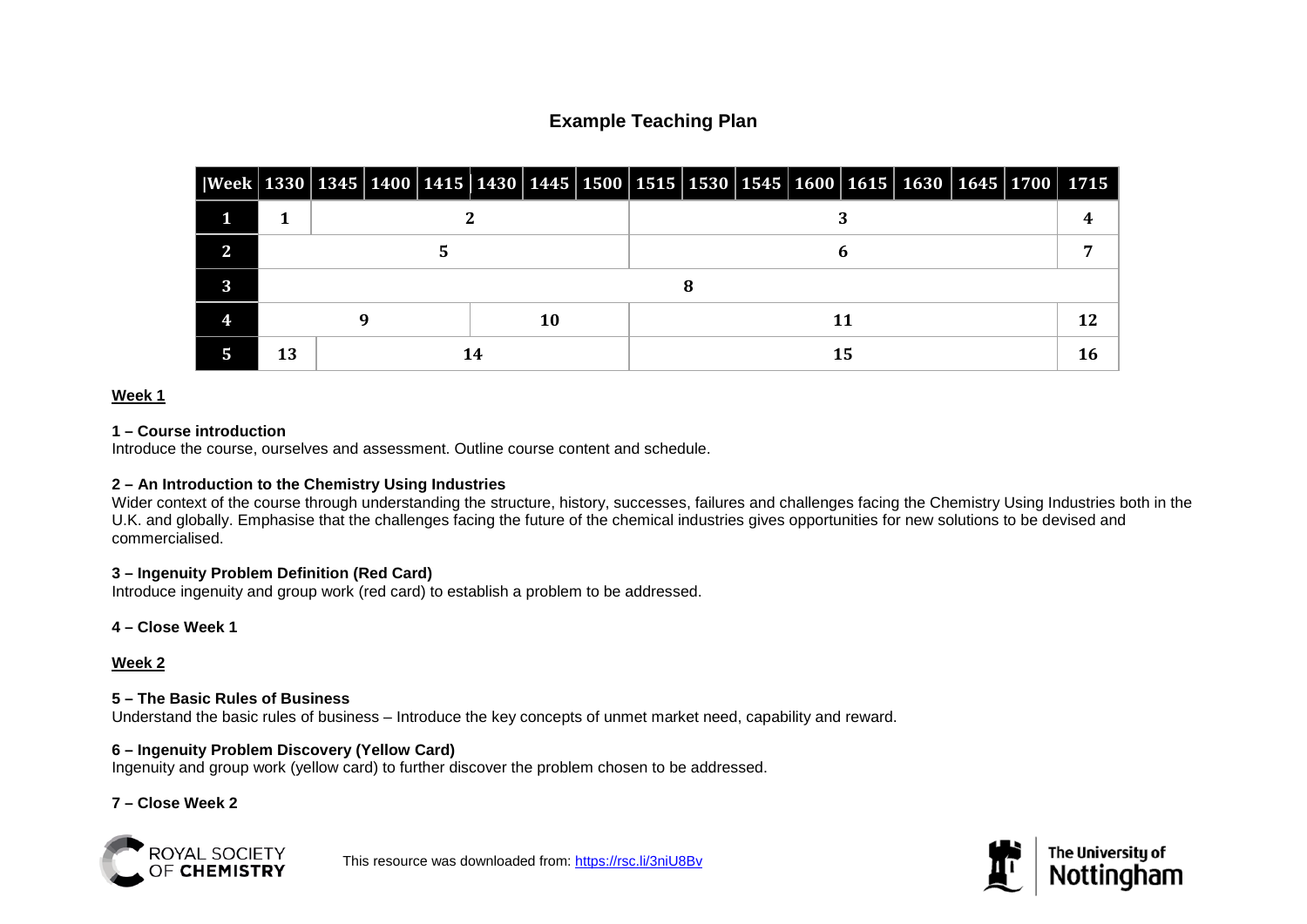# Example Teaching Plan

| Week | 1330 | 1345 | 1400 | 1415 | 1430 | 1445 | 1500 | 1515 | 1530 | 1545 | 1600 | 1615 | 1630 | 1645 | 1700 | 1715 |
|---|---|---|---|---|---|---|---|---|---|---|---|---|---|---|---|---|
| 1 | 1 | 2 | | | | | | 3 | | | | | | | | 4 |
| 2 | 5 | | | | | | | 6 | | | | | | | | 7 |
| 3 | 8 | | | | | | | | | | | | | | | |
| 4 | 9 | | | | 10 | | | 11 | | | | | | | | 12 |
| 5 | 13 | 14 | | | | | | 15 | | | | | | | | 16 |

## Week 1

**1 – Course introduction**
Introduce the course, ourselves and assessment. Outline course content and schedule.

**2 – An Introduction to the Chemistry Using Industries**
Wider context of the course through understanding the structure, history, successes, failures and challenges facing the Chemistry Using Industries both in the U.K. and globally. Emphasise that the challenges facing the future of the chemical industries gives opportunities for new solutions to be devised and commercialised.

**3 – Ingenuity Problem Definition (Red Card)**
Introduce ingenuity and group work (red card) to establish a problem to be addressed.

**4 – Close Week 1**

## Week 2

**5 – The Basic Rules of Business**
Understand the basic rules of business – Introduce the key concepts of unmet market need, capability and reward.

**6 – Ingenuity Problem Discovery (Yellow Card)**
Ingenuity and group work (yellow card) to further discover the problem chosen to be addressed.

**7 – Close Week 2**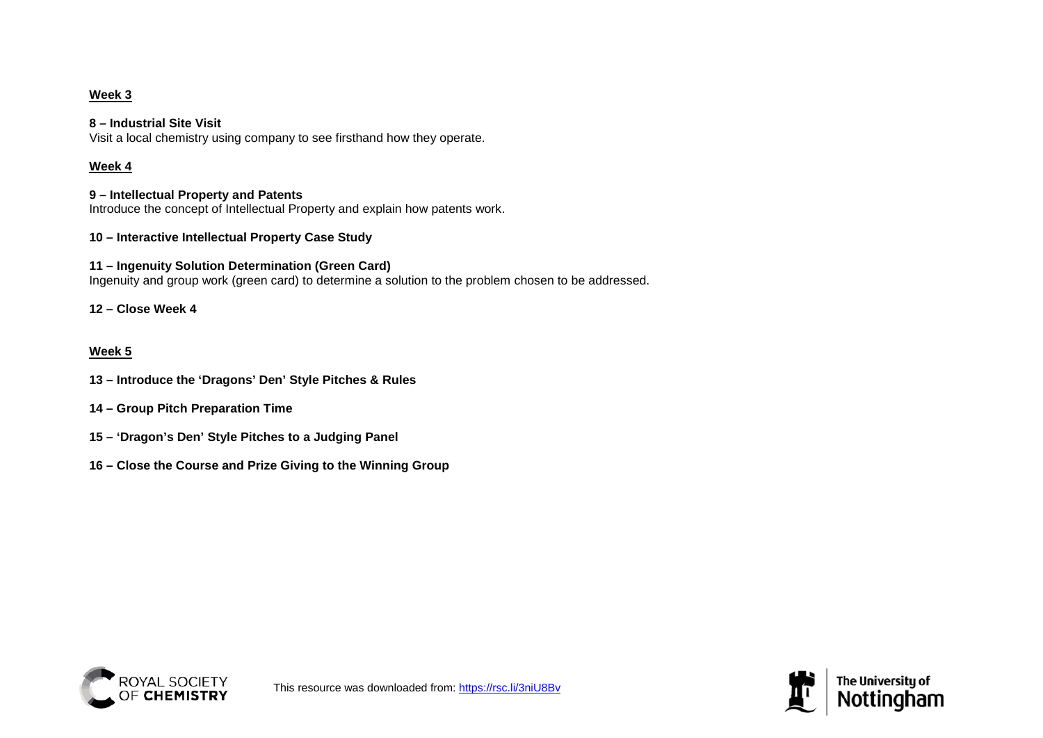**Week 3**

**8 – Industrial Site Visit**
Visit a local chemistry using company to see firsthand how they operate.

**Week 4**

**9 – Intellectual Property and Patents**
Introduce the concept of Intellectual Property and explain how patents work.

**10 – Interactive Intellectual Property Case Study**

**11 – Ingenuity Solution Determination (Green Card)**
Ingenuity and group work (green card) to determine a solution to the problem chosen to be addressed.

**12 – Close Week 4**

**Week 5**

**13 – Introduce the 'Dragons' Den' Style Pitches & Rules**

**14 – Group Pitch Preparation Time**

**15 – 'Dragon's Den' Style Pitches to a Judging Panel**

**16 – Close the Course and Prize Giving to the Winning Group**

This resource was downloaded from: https://rsc.li/3niU8Bv